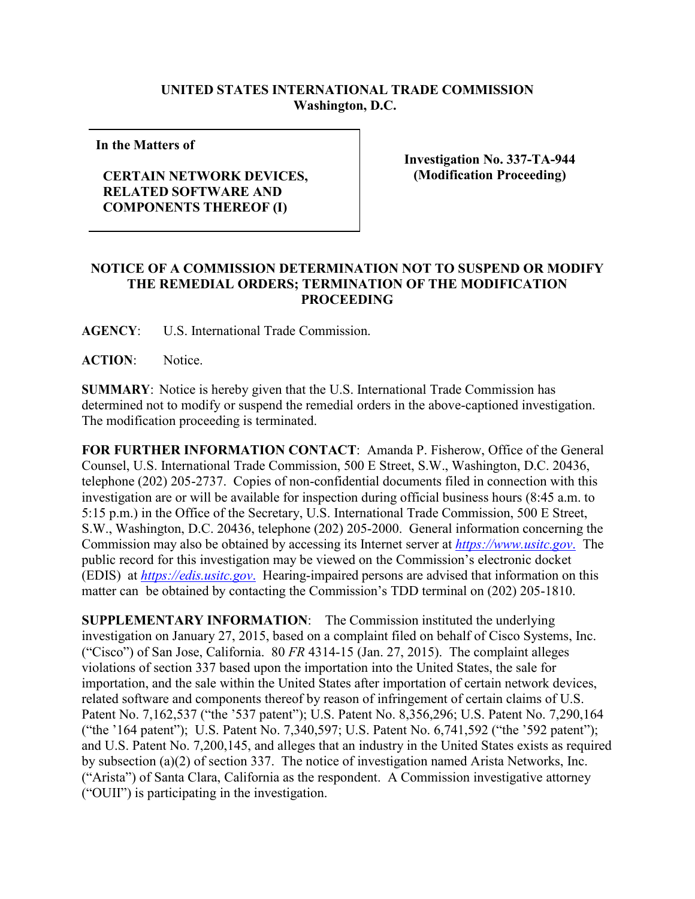**UNITED STATES INTERNATIONAL TRADE COMMISSION**
**Washington, D.C.**

| In the Matters of<br><br>**CERTAIN NETWORK DEVICES, RELATED SOFTWARE AND COMPONENTS THEREOF (I)** | **Investigation No. 337-TA-944 (Modification Proceeding)** |
|---|---|

**NOTICE OF A COMMISSION DETERMINATION NOT TO SUSPEND OR MODIFY THE REMEDIAL ORDERS; TERMINATION OF THE MODIFICATION PROCEEDING**

**AGENCY**: U.S. International Trade Commission.

**ACTION**: Notice.

**SUMMARY**: Notice is hereby given that the U.S. International Trade Commission has determined not to modify or suspend the remedial orders in the above-captioned investigation. The modification proceeding is terminated.

**FOR FURTHER INFORMATION CONTACT**: Amanda P. Fisherow, Office of the General Counsel, U.S. International Trade Commission, 500 E Street, S.W., Washington, D.C. 20436, telephone (202) 205-2737. Copies of non-confidential documents filed in connection with this investigation are or will be available for inspection during official business hours (8:45 a.m. to 5:15 p.m.) in the Office of the Secretary, U.S. International Trade Commission, 500 E Street, S.W., Washington, D.C. 20436, telephone (202) 205-2000. General information concerning the Commission may also be obtained by accessing its Internet server at *https://www.usitc.gov*. The public record for this investigation may be viewed on the Commission's electronic docket (EDIS) at *https://edis.usitc.gov*. Hearing-impaired persons are advised that information on this matter can be obtained by contacting the Commission's TDD terminal on (202) 205-1810.

**SUPPLEMENTARY INFORMATION**: The Commission instituted the underlying investigation on January 27, 2015, based on a complaint filed on behalf of Cisco Systems, Inc. ("Cisco") of San Jose, California. 80 *FR* 4314-15 (Jan. 27, 2015). The complaint alleges violations of section 337 based upon the importation into the United States, the sale for importation, and the sale within the United States after importation of certain network devices, related software and components thereof by reason of infringement of certain claims of U.S. Patent No. 7,162,537 ("the '537 patent"); U.S. Patent No. 8,356,296; U.S. Patent No. 7,290,164 ("the '164 patent"); U.S. Patent No. 7,340,597; U.S. Patent No. 6,741,592 ("the '592 patent"); and U.S. Patent No. 7,200,145, and alleges that an industry in the United States exists as required by subsection (a)(2) of section 337. The notice of investigation named Arista Networks, Inc. ("Arista") of Santa Clara, California as the respondent. A Commission investigative attorney ("OUII") is participating in the investigation.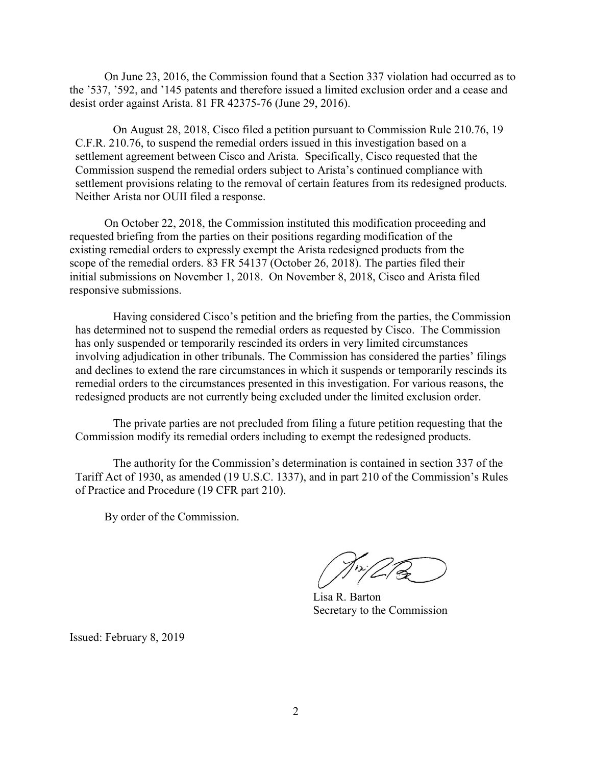On June 23, 2016, the Commission found that a Section 337 violation had occurred as to the '537, '592, and '145 patents and therefore issued a limited exclusion order and a cease and desist order against Arista. 81 FR 42375-76 (June 29, 2016).

On August 28, 2018, Cisco filed a petition pursuant to Commission Rule 210.76, 19 C.F.R. 210.76, to suspend the remedial orders issued in this investigation based on a settlement agreement between Cisco and Arista. Specifically, Cisco requested that the Commission suspend the remedial orders subject to Arista's continued compliance with settlement provisions relating to the removal of certain features from its redesigned products. Neither Arista nor OUII filed a response.

On October 22, 2018, the Commission instituted this modification proceeding and requested briefing from the parties on their positions regarding modification of the existing remedial orders to expressly exempt the Arista redesigned products from the scope of the remedial orders. 83 FR 54137 (October 26, 2018). The parties filed their initial submissions on November 1, 2018. On November 8, 2018, Cisco and Arista filed responsive submissions.

Having considered Cisco's petition and the briefing from the parties, the Commission has determined not to suspend the remedial orders as requested by Cisco. The Commission has only suspended or temporarily rescinded its orders in very limited circumstances involving adjudication in other tribunals. The Commission has considered the parties' filings and declines to extend the rare circumstances in which it suspends or temporarily rescinds its remedial orders to the circumstances presented in this investigation. For various reasons, the redesigned products are not currently being excluded under the limited exclusion order.

The private parties are not precluded from filing a future petition requesting that the Commission modify its remedial orders including to exempt the redesigned products.

The authority for the Commission's determination is contained in section 337 of the Tariff Act of 1930, as amended (19 U.S.C. 1337), and in part 210 of the Commission's Rules of Practice and Procedure (19 CFR part 210).

By order of the Commission.

Lisa R. Barton
Secretary to the Commission

Issued: February 8, 2019